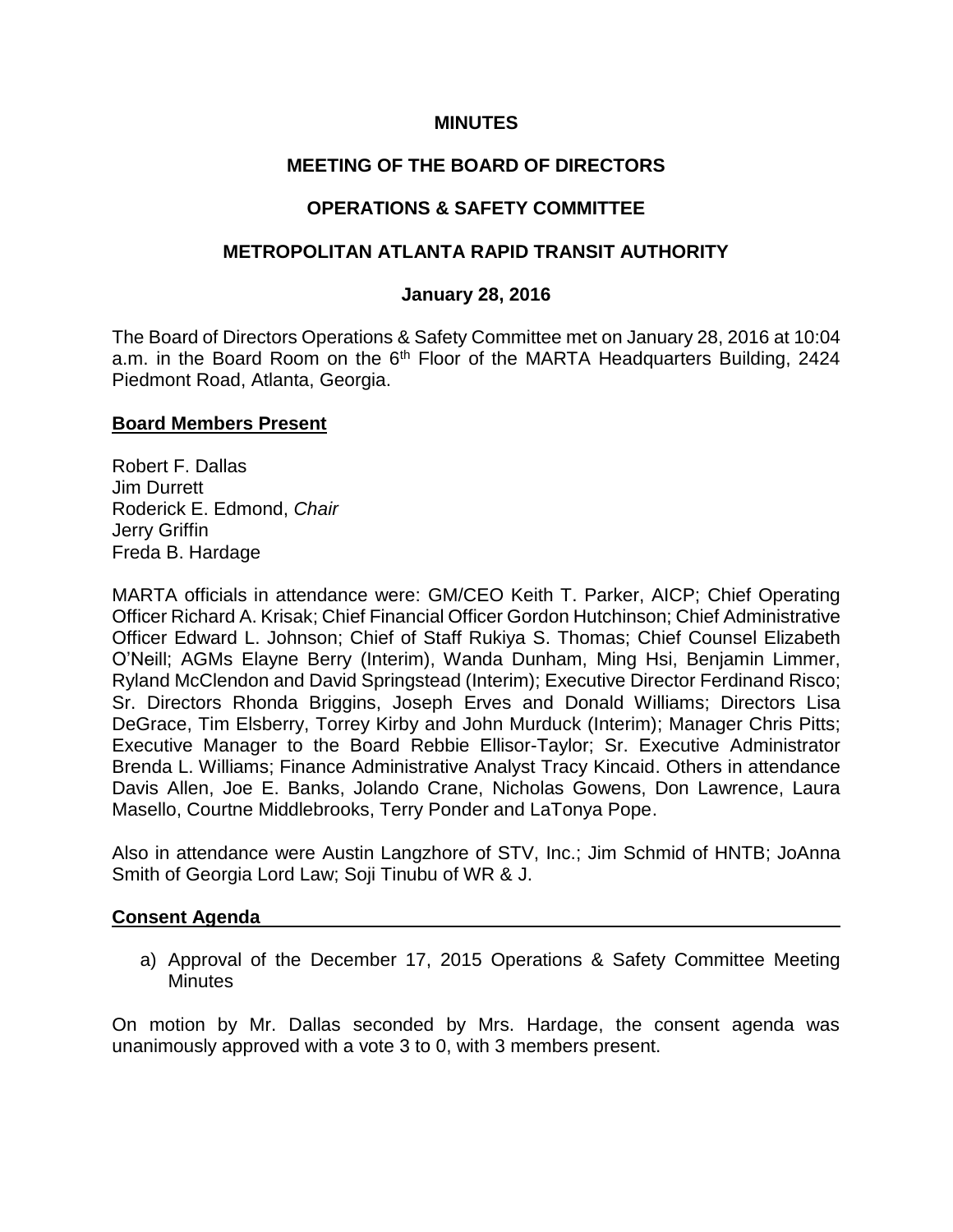**MINUTES**

**MEETING OF THE BOARD OF DIRECTORS**

**OPERATIONS & SAFETY COMMITTEE**

**METROPOLITAN ATLANTA RAPID TRANSIT AUTHORITY**

**January 28, 2016**

The Board of Directors Operations & Safety Committee met on January 28, 2016 at 10:04 a.m. in the Board Room on the 6th Floor of the MARTA Headquarters Building, 2424 Piedmont Road, Atlanta, Georgia.

**Board Members Present**

Robert F. Dallas
Jim Durrett
Roderick E. Edmond, *Chair*
Jerry Griffin
Freda B. Hardage

MARTA officials in attendance were: GM/CEO Keith T. Parker, AICP; Chief Operating Officer Richard A. Krisak; Chief Financial Officer Gordon Hutchinson; Chief Administrative Officer Edward L. Johnson; Chief of Staff Rukiya S. Thomas; Chief Counsel Elizabeth O'Neill; AGMs Elayne Berry (Interim), Wanda Dunham, Ming Hsi, Benjamin Limmer, Ryland McClendon and David Springstead (Interim); Executive Director Ferdinand Risco; Sr. Directors Rhonda Briggins, Joseph Erves and Donald Williams; Directors Lisa DeGrace, Tim Elsberry, Torrey Kirby and John Murduck (Interim); Manager Chris Pitts; Executive Manager to the Board Rebbie Ellisor-Taylor; Sr. Executive Administrator Brenda L. Williams; Finance Administrative Analyst Tracy Kincaid. Others in attendance Davis Allen, Joe E. Banks, Jolando Crane, Nicholas Gowens, Don Lawrence, Laura Masello, Courtne Middlebrooks, Terry Ponder and LaTonya Pope.

Also in attendance were Austin Langzhore of STV, Inc.; Jim Schmid of HNTB; JoAnna Smith of Georgia Lord Law; Soji Tinubu of WR & J.

**Consent Agenda**

a) Approval of the December 17, 2015 Operations & Safety Committee Meeting Minutes

On motion by Mr. Dallas seconded by Mrs. Hardage, the consent agenda was unanimously approved with a vote 3 to 0, with 3 members present.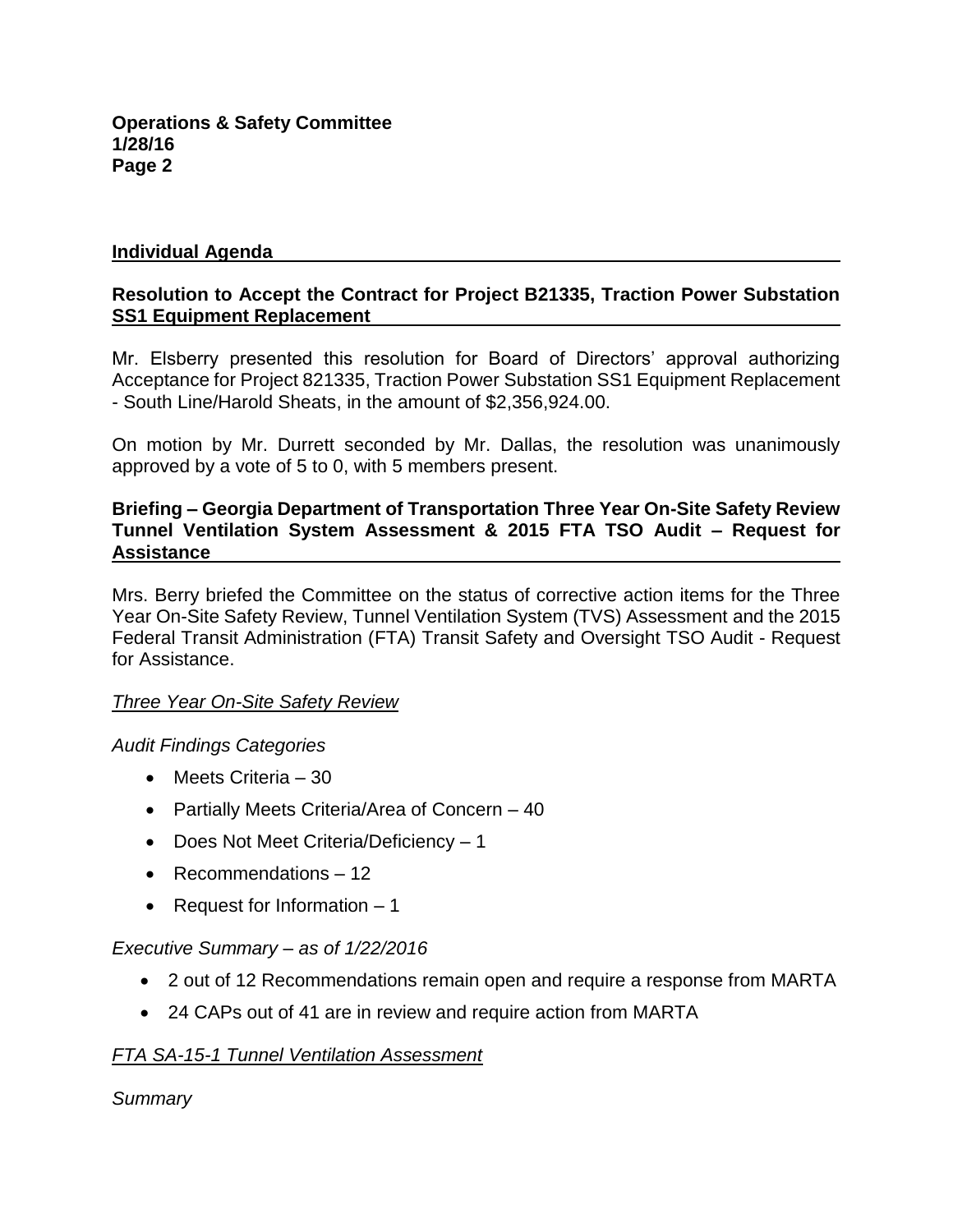## Individual Agenda

### Resolution to Accept the Contract for Project B21335, Traction Power Substation SS1 Equipment Replacement

Mr. Elsberry presented this resolution for Board of Directors' approval authorizing Acceptance for Project 821335, Traction Power Substation SS1 Equipment Replacement - South Line/Harold Sheats, in the amount of $2,356,924.00.

On motion by Mr. Durrett seconded by Mr. Dallas, the resolution was unanimously approved by a vote of 5 to 0, with 5 members present.

### Briefing – Georgia Department of Transportation Three Year On-Site Safety Review Tunnel Ventilation System Assessment & 2015 FTA TSO Audit – Request for Assistance

Mrs. Berry briefed the Committee on the status of corrective action items for the Three Year On-Site Safety Review, Tunnel Ventilation System (TVS) Assessment and the 2015 Federal Transit Administration (FTA) Transit Safety and Oversight TSO Audit - Request for Assistance.

*Three Year On-Site Safety Review*

*Audit Findings Categories*

- Meets Criteria – 30
- Partially Meets Criteria/Area of Concern – 40
- Does Not Meet Criteria/Deficiency – 1
- Recommendations – 12
- Request for Information – 1

*Executive Summary – as of 1/22/2016*

- 2 out of 12 Recommendations remain open and require a response from MARTA
- 24 CAPs out of 41 are in review and require action from MARTA

*FTA SA-15-1 Tunnel Ventilation Assessment*

*Summary*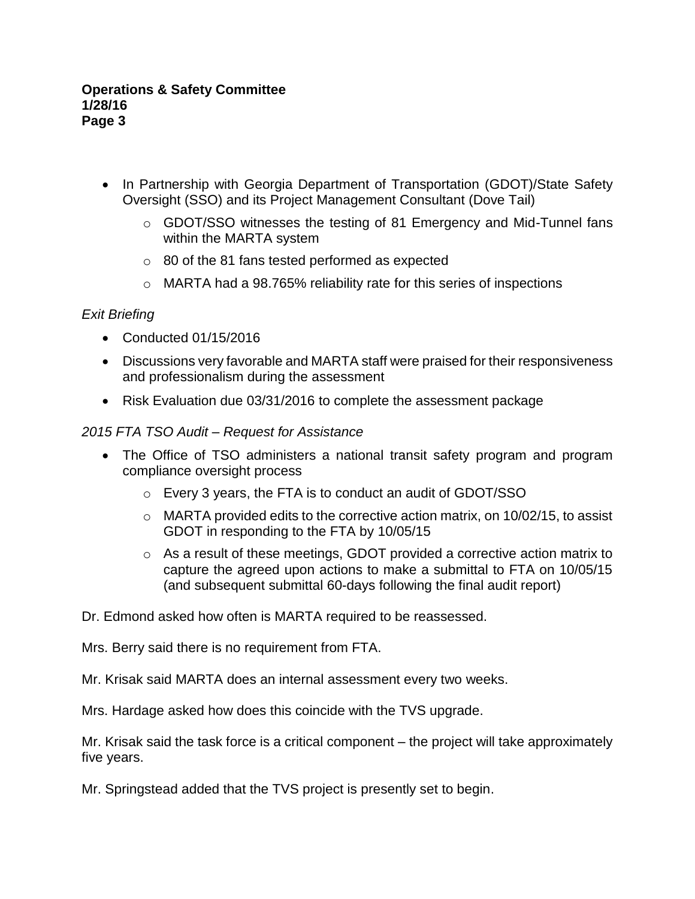- In Partnership with Georgia Department of Transportation (GDOT)/State Safety Oversight (SSO) and its Project Management Consultant (Dove Tail)
  - GDOT/SSO witnesses the testing of 81 Emergency and Mid-Tunnel fans within the MARTA system
  - 80 of the 81 fans tested performed as expected
  - MARTA had a 98.765% reliability rate for this series of inspections

*Exit Briefing*

- Conducted 01/15/2016
- Discussions very favorable and MARTA staff were praised for their responsiveness and professionalism during the assessment
- Risk Evaluation due 03/31/2016 to complete the assessment package

*2015 FTA TSO Audit – Request for Assistance*

- The Office of TSO administers a national transit safety program and program compliance oversight process
  - Every 3 years, the FTA is to conduct an audit of GDOT/SSO
  - MARTA provided edits to the corrective action matrix, on 10/02/15, to assist GDOT in responding to the FTA by 10/05/15
  - As a result of these meetings, GDOT provided a corrective action matrix to capture the agreed upon actions to make a submittal to FTA on 10/05/15 (and subsequent submittal 60-days following the final audit report)

Dr. Edmond asked how often is MARTA required to be reassessed.

Mrs. Berry said there is no requirement from FTA.

Mr. Krisak said MARTA does an internal assessment every two weeks.

Mrs. Hardage asked how does this coincide with the TVS upgrade.

Mr. Krisak said the task force is a critical component – the project will take approximately five years.

Mr. Springstead added that the TVS project is presently set to begin.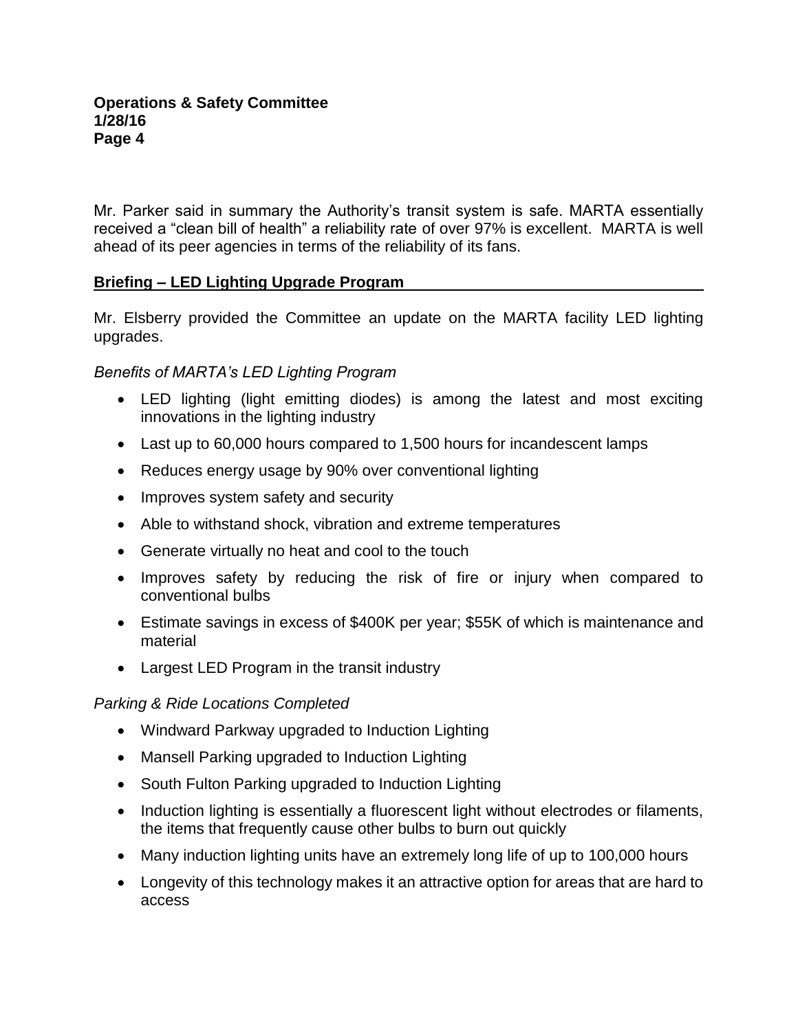Mr. Parker said in summary the Authority's transit system is safe. MARTA essentially received a "clean bill of health" a reliability rate of over 97% is excellent. MARTA is well ahead of its peer agencies in terms of the reliability of its fans.

## Briefing – LED Lighting Upgrade Program

Mr. Elsberry provided the Committee an update on the MARTA facility LED lighting upgrades.

*Benefits of MARTA's LED Lighting Program*

- LED lighting (light emitting diodes) is among the latest and most exciting innovations in the lighting industry
- Last up to 60,000 hours compared to 1,500 hours for incandescent lamps
- Reduces energy usage by 90% over conventional lighting
- Improves system safety and security
- Able to withstand shock, vibration and extreme temperatures
- Generate virtually no heat and cool to the touch
- Improves safety by reducing the risk of fire or injury when compared to conventional bulbs
- Estimate savings in excess of $400K per year; $55K of which is maintenance and material
- Largest LED Program in the transit industry

*Parking & Ride Locations Completed*

- Windward Parkway upgraded to Induction Lighting
- Mansell Parking upgraded to Induction Lighting
- South Fulton Parking upgraded to Induction Lighting
- Induction lighting is essentially a fluorescent light without electrodes or filaments, the items that frequently cause other bulbs to burn out quickly
- Many induction lighting units have an extremely long life of up to 100,000 hours
- Longevity of this technology makes it an attractive option for areas that are hard to access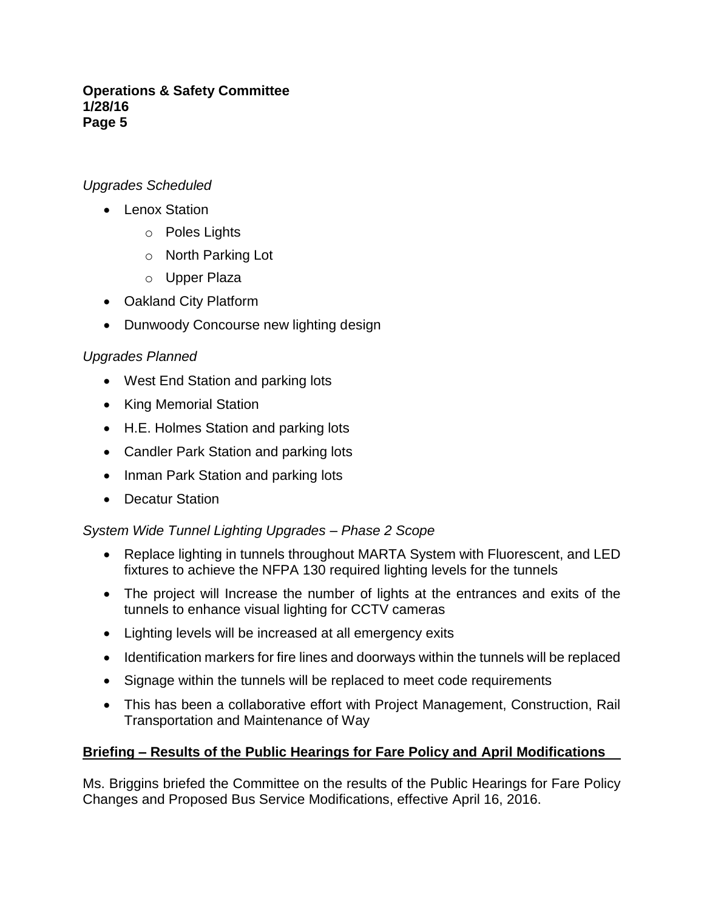*Upgrades Scheduled*

- Lenox Station
    - Poles Lights
    - North Parking Lot
    - Upper Plaza
- Oakland City Platform
- Dunwoody Concourse new lighting design

*Upgrades Planned*

- West End Station and parking lots
- King Memorial Station
- H.E. Holmes Station and parking lots
- Candler Park Station and parking lots
- Inman Park Station and parking lots
- Decatur Station

*System Wide Tunnel Lighting Upgrades – Phase 2 Scope*

- Replace lighting in tunnels throughout MARTA System with Fluorescent, and LED fixtures to achieve the NFPA 130 required lighting levels for the tunnels
- The project will Increase the number of lights at the entrances and exits of the tunnels to enhance visual lighting for CCTV cameras
- Lighting levels will be increased at all emergency exits
- Identification markers for fire lines and doorways within the tunnels will be replaced
- Signage within the tunnels will be replaced to meet code requirements
- This has been a collaborative effort with Project Management, Construction, Rail Transportation and Maintenance of Way

**Briefing – Results of the Public Hearings for Fare Policy and April Modifications**

Ms. Briggins briefed the Committee on the results of the Public Hearings for Fare Policy Changes and Proposed Bus Service Modifications, effective April 16, 2016.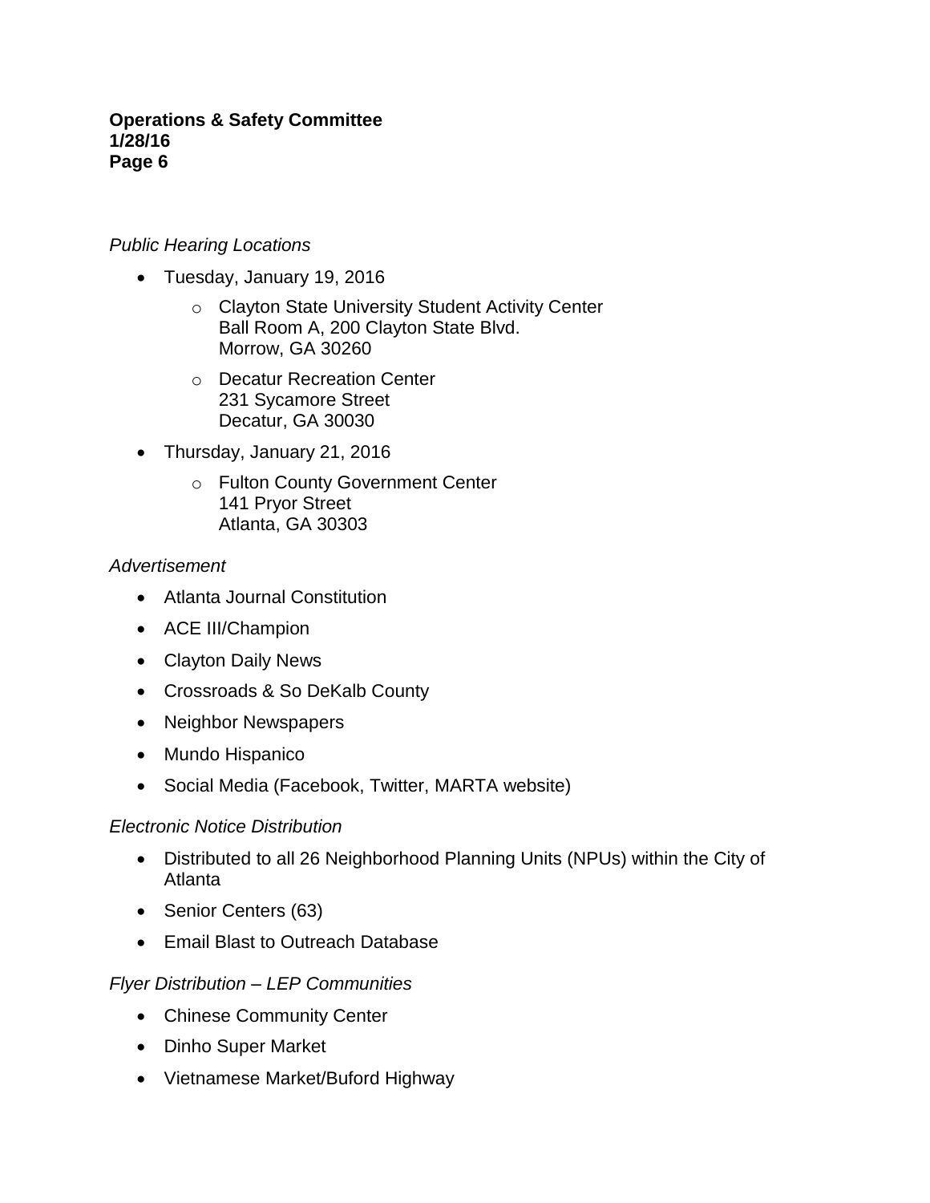*Public Hearing Locations*

- Tuesday, January 19, 2016
  - Clayton State University Student Activity Center
    Ball Room A, 200 Clayton State Blvd.
    Morrow, GA 30260
  - Decatur Recreation Center
    231 Sycamore Street
    Decatur, GA 30030
- Thursday, January 21, 2016
  - Fulton County Government Center
    141 Pryor Street
    Atlanta, GA 30303

*Advertisement*

- Atlanta Journal Constitution
- ACE III/Champion
- Clayton Daily News
- Crossroads & So DeKalb County
- Neighbor Newspapers
- Mundo Hispanico
- Social Media (Facebook, Twitter, MARTA website)

*Electronic Notice Distribution*

- Distributed to all 26 Neighborhood Planning Units (NPUs) within the City of Atlanta
- Senior Centers (63)
- Email Blast to Outreach Database

*Flyer Distribution – LEP Communities*

- Chinese Community Center
- Dinho Super Market
- Vietnamese Market/Buford Highway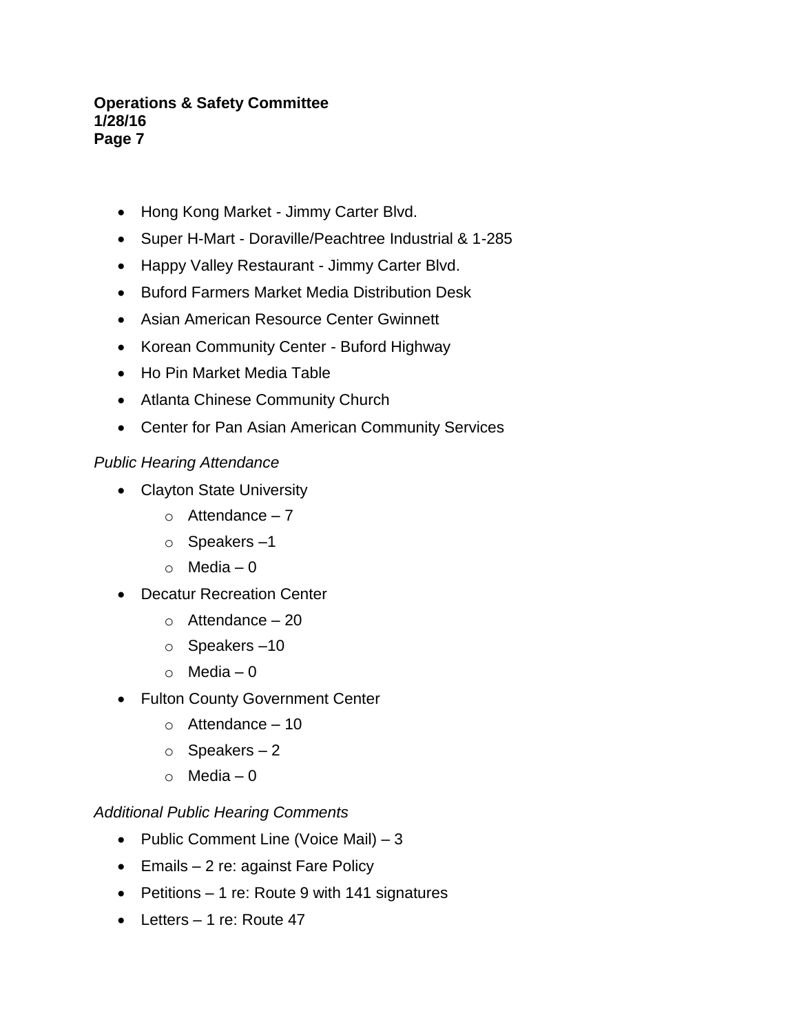- Hong Kong Market - Jimmy Carter Blvd.
- Super H-Mart - Doraville/Peachtree Industrial & 1-285
- Happy Valley Restaurant - Jimmy Carter Blvd.
- Buford Farmers Market Media Distribution Desk
- Asian American Resource Center Gwinnett
- Korean Community Center - Buford Highway
- Ho Pin Market Media Table
- Atlanta Chinese Community Church
- Center for Pan Asian American Community Services

*Public Hearing Attendance*

- Clayton State University
  - Attendance – 7
  - Speakers –1
  - Media – 0
- Decatur Recreation Center
  - Attendance – 20
  - Speakers –10
  - Media – 0
- Fulton County Government Center
  - Attendance – 10
  - Speakers – 2
  - Media – 0

*Additional Public Hearing Comments*

- Public Comment Line (Voice Mail) – 3
- Emails – 2 re: against Fare Policy
- Petitions – 1 re: Route 9 with 141 signatures
- Letters – 1 re: Route 47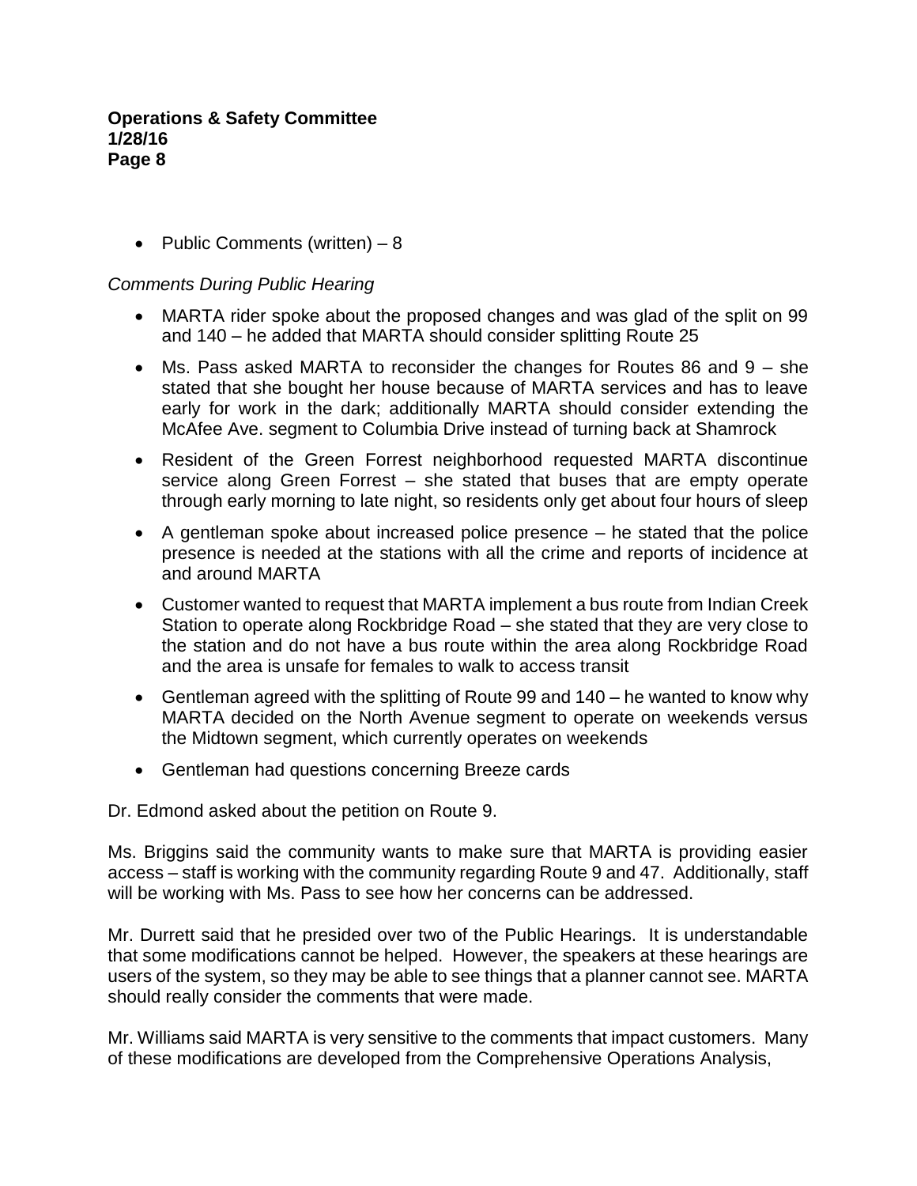- Public Comments (written) – 8

*Comments During Public Hearing*

- MARTA rider spoke about the proposed changes and was glad of the split on 99 and 140 – he added that MARTA should consider splitting Route 25
- Ms. Pass asked MARTA to reconsider the changes for Routes 86 and 9 – she stated that she bought her house because of MARTA services and has to leave early for work in the dark; additionally MARTA should consider extending the McAfee Ave. segment to Columbia Drive instead of turning back at Shamrock
- Resident of the Green Forrest neighborhood requested MARTA discontinue service along Green Forrest – she stated that buses that are empty operate through early morning to late night, so residents only get about four hours of sleep
- A gentleman spoke about increased police presence – he stated that the police presence is needed at the stations with all the crime and reports of incidence at and around MARTA
- Customer wanted to request that MARTA implement a bus route from Indian Creek Station to operate along Rockbridge Road – she stated that they are very close to the station and do not have a bus route within the area along Rockbridge Road and the area is unsafe for females to walk to access transit
- Gentleman agreed with the splitting of Route 99 and 140 – he wanted to know why MARTA decided on the North Avenue segment to operate on weekends versus the Midtown segment, which currently operates on weekends
- Gentleman had questions concerning Breeze cards

Dr. Edmond asked about the petition on Route 9.

Ms. Briggins said the community wants to make sure that MARTA is providing easier access – staff is working with the community regarding Route 9 and 47. Additionally, staff will be working with Ms. Pass to see how her concerns can be addressed.

Mr. Durrett said that he presided over two of the Public Hearings. It is understandable that some modifications cannot be helped. However, the speakers at these hearings are users of the system, so they may be able to see things that a planner cannot see. MARTA should really consider the comments that were made.

Mr. Williams said MARTA is very sensitive to the comments that impact customers. Many of these modifications are developed from the Comprehensive Operations Analysis,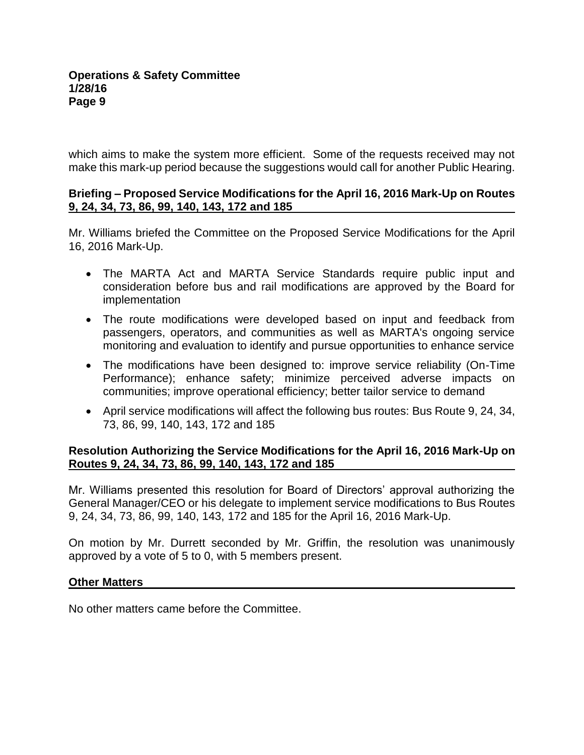which aims to make the system more efficient. Some of the requests received may not make this mark-up period because the suggestions would call for another Public Hearing.

**Briefing – Proposed Service Modifications for the April 16, 2016 Mark-Up on Routes 9, 24, 34, 73, 86, 99, 140, 143, 172 and 185**

Mr. Williams briefed the Committee on the Proposed Service Modifications for the April 16, 2016 Mark-Up.

- The MARTA Act and MARTA Service Standards require public input and consideration before bus and rail modifications are approved by the Board for implementation
- The route modifications were developed based on input and feedback from passengers, operators, and communities as well as MARTA's ongoing service monitoring and evaluation to identify and pursue opportunities to enhance service
- The modifications have been designed to: improve service reliability (On-Time Performance); enhance safety; minimize perceived adverse impacts on communities; improve operational efficiency; better tailor service to demand
- April service modifications will affect the following bus routes: Bus Route 9, 24, 34, 73, 86, 99, 140, 143, 172 and 185

**Resolution Authorizing the Service Modifications for the April 16, 2016 Mark-Up on Routes 9, 24, 34, 73, 86, 99, 140, 143, 172 and 185**

Mr. Williams presented this resolution for Board of Directors' approval authorizing the General Manager/CEO or his delegate to implement service modifications to Bus Routes 9, 24, 34, 73, 86, 99, 140, 143, 172 and 185 for the April 16, 2016 Mark-Up.

On motion by Mr. Durrett seconded by Mr. Griffin, the resolution was unanimously approved by a vote of 5 to 0, with 5 members present.

**Other Matters**

No other matters came before the Committee.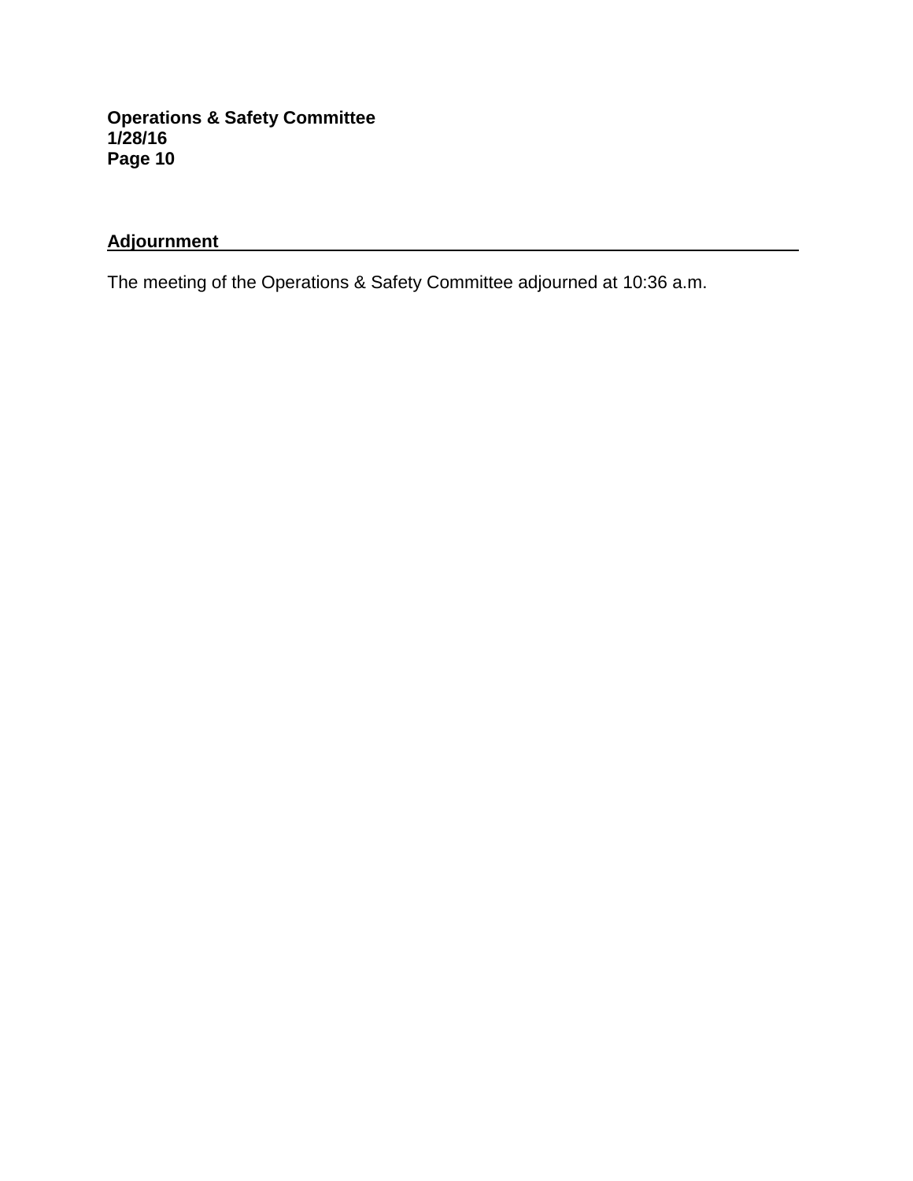## Adjournment

The meeting of the Operations & Safety Committee adjourned at 10:36 a.m.